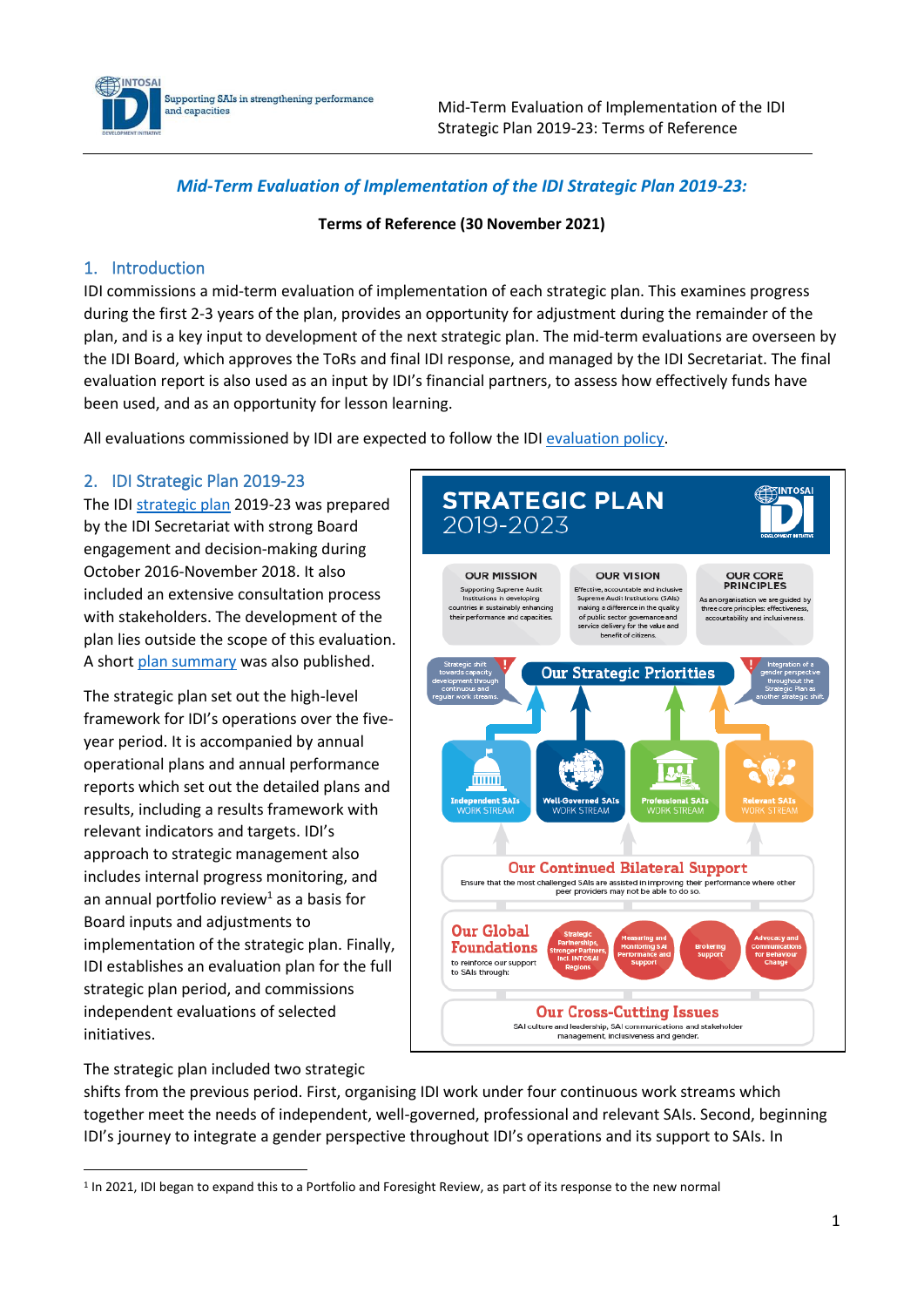*Mid-Term Evaluation of Implementation of the IDI Strategic Plan 2019-23:*

**Terms of Reference (30 November 2021)**

## 1. Introduction

IDI commissions a mid-term evaluation of implementation of each strategic plan. This examines progress during the first 2-3 years of the plan, provides an opportunity for adjustment during the remainder of the plan, and is a key input to development of the next strategic plan. The mid-term evaluations are overseen by the IDI Board, which approves the ToRs and final IDI response, and managed by the IDI Secretariat. The final evaluation report is also used as an input by IDI's financial partners, to assess how effectively funds have been used, and as an opportunity for lesson learning.

All evaluations commissioned by IDI are expected to follow the IDI evaluation policy.

## 2. IDI Strategic Plan 2019-23

The IDI strategic plan 2019-23 was prepared by the IDI Secretariat with strong Board engagement and decision-making during October 2016-November 2018. It also included an extensive consultation process with stakeholders. The development of the plan lies outside the scope of this evaluation. A short plan summary was also published.

The strategic plan set out the high-level framework for IDI's operations over the five-year period. It is accompanied by annual operational plans and annual performance reports which set out the detailed plans and results, including a results framework with relevant indicators and targets. IDI's approach to strategic management also includes internal progress monitoring, and an annual portfolio review[1] as a basis for Board inputs and adjustments to implementation of the strategic plan. Finally, IDI establishes an evaluation plan for the full strategic plan period, and commissions independent evaluations of selected initiatives.

**STRATEGIC PLAN 2019-2023**

**OUR MISSION:** Supporting Supreme Audit Institutions in developing countries in sustainably enhancing their performance and capacities.

**OUR VISION:** Effective, accountable and inclusive Supreme Audit Institutions (SAIs) making a difference in the quality of public sector governance and service delivery for the value and benefit of citizens.

**OUR CORE PRINCIPLES:** As an organisation we are guided by three core principles: effectiveness, accountability and inclusiveness.

**Our Strategic Priorities**

- Strategic shift towards capacity development through continuous and regular work streams.
- Integration of a gender perspective throughout the Strategic Plan as another strategic shift.

Independent SAIs WORK STREAM | Well-Governed SAIs WORK STREAM | Professional SAIs WORK STREAM | Relevant SAIs WORK STREAM

**Our Continued Bilateral Support:** Ensure that the most challenged SAIs are assisted in improving their performance where other peer providers may not be able to do so.

**Our Global Foundations** to reinforce our support to SAIs through: Strategic Partnerships, Stronger Partners, incl. INTOSAI Regions; Measuring and Monitoring SAI Performance and Support; Brokering support; Advocacy and Communications for Behaviour Change

**Our Cross-Cutting Issues:** SAI culture and leadership, SAI communications and stakeholder management, inclusiveness and gender.

The strategic plan included two strategic shifts from the previous period. First, organising IDI work under four continuous work streams which together meet the needs of independent, well-governed, professional and relevant SAIs. Second, beginning IDI's journey to integrate a gender perspective throughout IDI's operations and its support to SAIs. In

[1] In 2021, IDI began to expand this to a Portfolio and Foresight Review, as part of its response to the new normal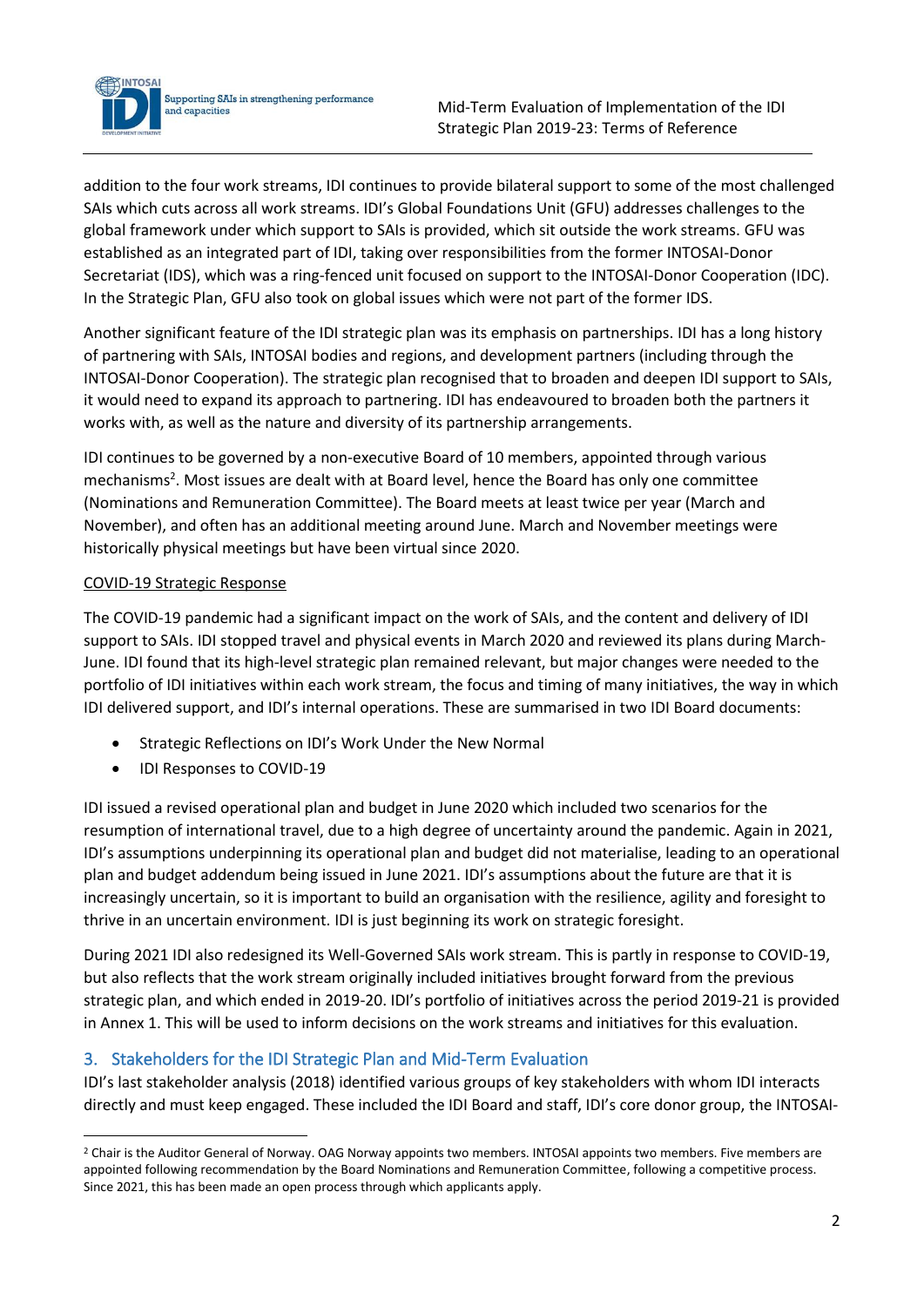addition to the four work streams, IDI continues to provide bilateral support to some of the most challenged SAIs which cuts across all work streams. IDI's Global Foundations Unit (GFU) addresses challenges to the global framework under which support to SAIs is provided, which sit outside the work streams. GFU was established as an integrated part of IDI, taking over responsibilities from the former INTOSAI-Donor Secretariat (IDS), which was a ring-fenced unit focused on support to the INTOSAI-Donor Cooperation (IDC). In the Strategic Plan, GFU also took on global issues which were not part of the former IDS.

Another significant feature of the IDI strategic plan was its emphasis on partnerships. IDI has a long history of partnering with SAIs, INTOSAI bodies and regions, and development partners (including through the INTOSAI-Donor Cooperation). The strategic plan recognised that to broaden and deepen IDI support to SAIs, it would need to expand its approach to partnering. IDI has endeavoured to broaden both the partners it works with, as well as the nature and diversity of its partnership arrangements.

IDI continues to be governed by a non-executive Board of 10 members, appointed through various mechanisms[2]. Most issues are dealt with at Board level, hence the Board has only one committee (Nominations and Remuneration Committee). The Board meets at least twice per year (March and November), and often has an additional meeting around June. March and November meetings were historically physical meetings but have been virtual since 2020.

<u>COVID-19 Strategic Response</u>

The COVID-19 pandemic had a significant impact on the work of SAIs, and the content and delivery of IDI support to SAIs. IDI stopped travel and physical events in March 2020 and reviewed its plans during March-June. IDI found that its high-level strategic plan remained relevant, but major changes were needed to the portfolio of IDI initiatives within each work stream, the focus and timing of many initiatives, the way in which IDI delivered support, and IDI's internal operations. These are summarised in two IDI Board documents:

- Strategic Reflections on IDI's Work Under the New Normal
- IDI Responses to COVID-19

IDI issued a revised operational plan and budget in June 2020 which included two scenarios for the resumption of international travel, due to a high degree of uncertainty around the pandemic. Again in 2021, IDI's assumptions underpinning its operational plan and budget did not materialise, leading to an operational plan and budget addendum being issued in June 2021. IDI's assumptions about the future are that it is increasingly uncertain, so it is important to build an organisation with the resilience, agility and foresight to thrive in an uncertain environment. IDI is just beginning its work on strategic foresight.

During 2021 IDI also redesigned its Well-Governed SAIs work stream. This is partly in response to COVID-19, but also reflects that the work stream originally included initiatives brought forward from the previous strategic plan, and which ended in 2019-20. IDI's portfolio of initiatives across the period 2019-21 is provided in Annex 1. This will be used to inform decisions on the work streams and initiatives for this evaluation.

## 3. Stakeholders for the IDI Strategic Plan and Mid-Term Evaluation

IDI's last stakeholder analysis (2018) identified various groups of key stakeholders with whom IDI interacts directly and must keep engaged. These included the IDI Board and staff, IDI's core donor group, the INTOSAI-

---

[2] Chair is the Auditor General of Norway. OAG Norway appoints two members. INTOSAI appoints two members. Five members are appointed following recommendation by the Board Nominations and Remuneration Committee, following a competitive process. Since 2021, this has been made an open process through which applicants apply.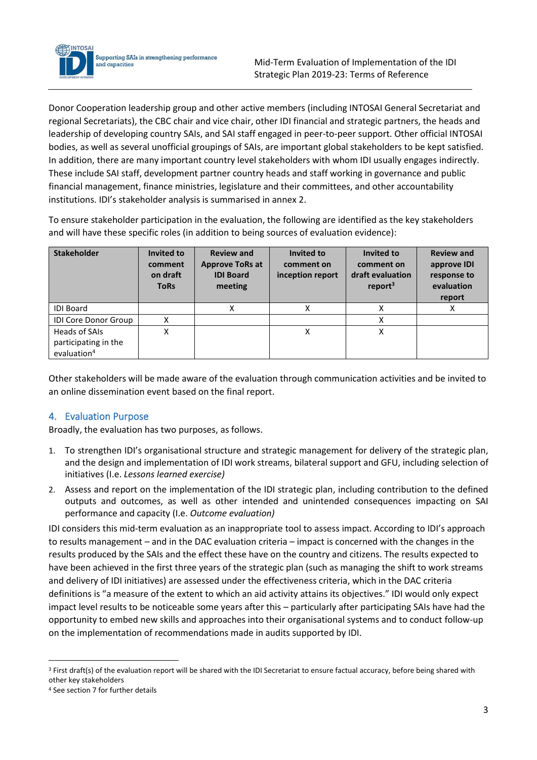Donor Cooperation leadership group and other active members (including INTOSAI General Secretariat and regional Secretariats), the CBC chair and vice chair, other IDI financial and strategic partners, the heads and leadership of developing country SAIs, and SAI staff engaged in peer-to-peer support. Other official INTOSAI bodies, as well as several unofficial groupings of SAIs, are important global stakeholders to be kept satisfied. In addition, there are many important country level stakeholders with whom IDI usually engages indirectly. These include SAI staff, development partner country heads and staff working in governance and public financial management, finance ministries, legislature and their committees, and other accountability institutions. IDI's stakeholder analysis is summarised in annex 2.

To ensure stakeholder participation in the evaluation, the following are identified as the key stakeholders and will have these specific roles (in addition to being sources of evaluation evidence):

| Stakeholder | Invited to comment on draft ToRs | Review and Approve ToRs at IDI Board meeting | Invited to comment on inception report | Invited to comment on draft evaluation report[3] | Review and approve IDI response to evaluation report |
|---|---|---|---|---|---|
| IDI Board | | X | X | X | X |
| IDI Core Donor Group | X | | | X | |
| Heads of SAIs participating in the evaluation[4] | X | | X | X | |

Other stakeholders will be made aware of the evaluation through communication activities and be invited to an online dissemination event based on the final report.

## 4. Evaluation Purpose

Broadly, the evaluation has two purposes, as follows.

1. To strengthen IDI's organisational structure and strategic management for delivery of the strategic plan, and the design and implementation of IDI work streams, bilateral support and GFU, including selection of initiatives (I.e. *Lessons learned exercise)*
2. Assess and report on the implementation of the IDI strategic plan, including contribution to the defined outputs and outcomes, as well as other intended and unintended consequences impacting on SAI performance and capacity (I.e. *Outcome evaluation)*

IDI considers this mid-term evaluation as an inappropriate tool to assess impact. According to IDI's approach to results management – and in the DAC evaluation criteria – impact is concerned with the changes in the results produced by the SAIs and the effect these have on the country and citizens. The results expected to have been achieved in the first three years of the strategic plan (such as managing the shift to work streams and delivery of IDI initiatives) are assessed under the effectiveness criteria, which in the DAC criteria definitions is "a measure of the extent to which an aid activity attains its objectives." IDI would only expect impact level results to be noticeable some years after this – particularly after participating SAIs have had the opportunity to embed new skills and approaches into their organisational systems and to conduct follow-up on the implementation of recommendations made in audits supported by IDI.

[3] First draft(s) of the evaluation report will be shared with the IDI Secretariat to ensure factual accuracy, before being shared with other key stakeholders

[4] See section 7 for further details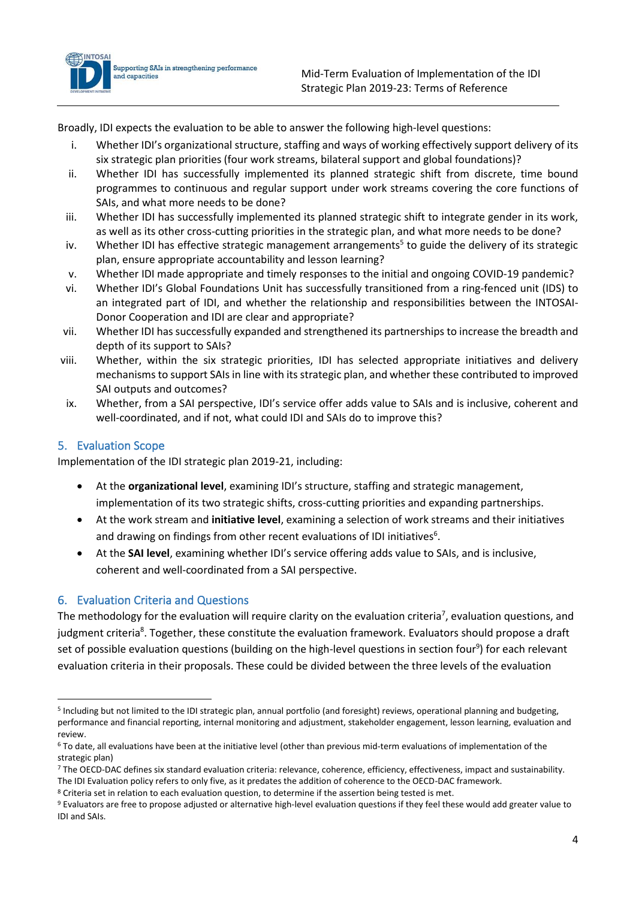Broadly, IDI expects the evaluation to be able to answer the following high-level questions:

i. Whether IDI's organizational structure, staffing and ways of working effectively support delivery of its six strategic plan priorities (four work streams, bilateral support and global foundations)?
ii. Whether IDI has successfully implemented its planned strategic shift from discrete, time bound programmes to continuous and regular support under work streams covering the core functions of SAIs, and what more needs to be done?
iii. Whether IDI has successfully implemented its planned strategic shift to integrate gender in its work, as well as its other cross-cutting priorities in the strategic plan, and what more needs to be done?
iv. Whether IDI has effective strategic management arrangements[5] to guide the delivery of its strategic plan, ensure appropriate accountability and lesson learning?
v. Whether IDI made appropriate and timely responses to the initial and ongoing COVID-19 pandemic?
vi. Whether IDI's Global Foundations Unit has successfully transitioned from a ring-fenced unit (IDS) to an integrated part of IDI, and whether the relationship and responsibilities between the INTOSAI-Donor Cooperation and IDI are clear and appropriate?
vii. Whether IDI has successfully expanded and strengthened its partnerships to increase the breadth and depth of its support to SAIs?
viii. Whether, within the six strategic priorities, IDI has selected appropriate initiatives and delivery mechanisms to support SAIs in line with its strategic plan, and whether these contributed to improved SAI outputs and outcomes?
ix. Whether, from a SAI perspective, IDI's service offer adds value to SAIs and is inclusive, coherent and well-coordinated, and if not, what could IDI and SAIs do to improve this?

## 5. Evaluation Scope

Implementation of the IDI strategic plan 2019-21, including:

- At the **organizational level**, examining IDI's structure, staffing and strategic management, implementation of its two strategic shifts, cross-cutting priorities and expanding partnerships.
- At the work stream and **initiative level**, examining a selection of work streams and their initiatives and drawing on findings from other recent evaluations of IDI initiatives[6].
- At the **SAI level**, examining whether IDI's service offering adds value to SAIs, and is inclusive, coherent and well-coordinated from a SAI perspective.

## 6. Evaluation Criteria and Questions

The methodology for the evaluation will require clarity on the evaluation criteria[7], evaluation questions, and judgment criteria[8]. Together, these constitute the evaluation framework. Evaluators should propose a draft set of possible evaluation questions (building on the high-level questions in section four[9]) for each relevant evaluation criteria in their proposals. These could be divided between the three levels of the evaluation

---

[5] Including but not limited to the IDI strategic plan, annual portfolio (and foresight) reviews, operational planning and budgeting, performance and financial reporting, internal monitoring and adjustment, stakeholder engagement, lesson learning, evaluation and review.

[6] To date, all evaluations have been at the initiative level (other than previous mid-term evaluations of implementation of the strategic plan)

[7] The OECD-DAC defines six standard evaluation criteria: relevance, coherence, efficiency, effectiveness, impact and sustainability. The IDI Evaluation policy refers to only five, as it predates the addition of coherence to the OECD-DAC framework.

[8] Criteria set in relation to each evaluation question, to determine if the assertion being tested is met.

[9] Evaluators are free to propose adjusted or alternative high-level evaluation questions if they feel these would add greater value to IDI and SAIs.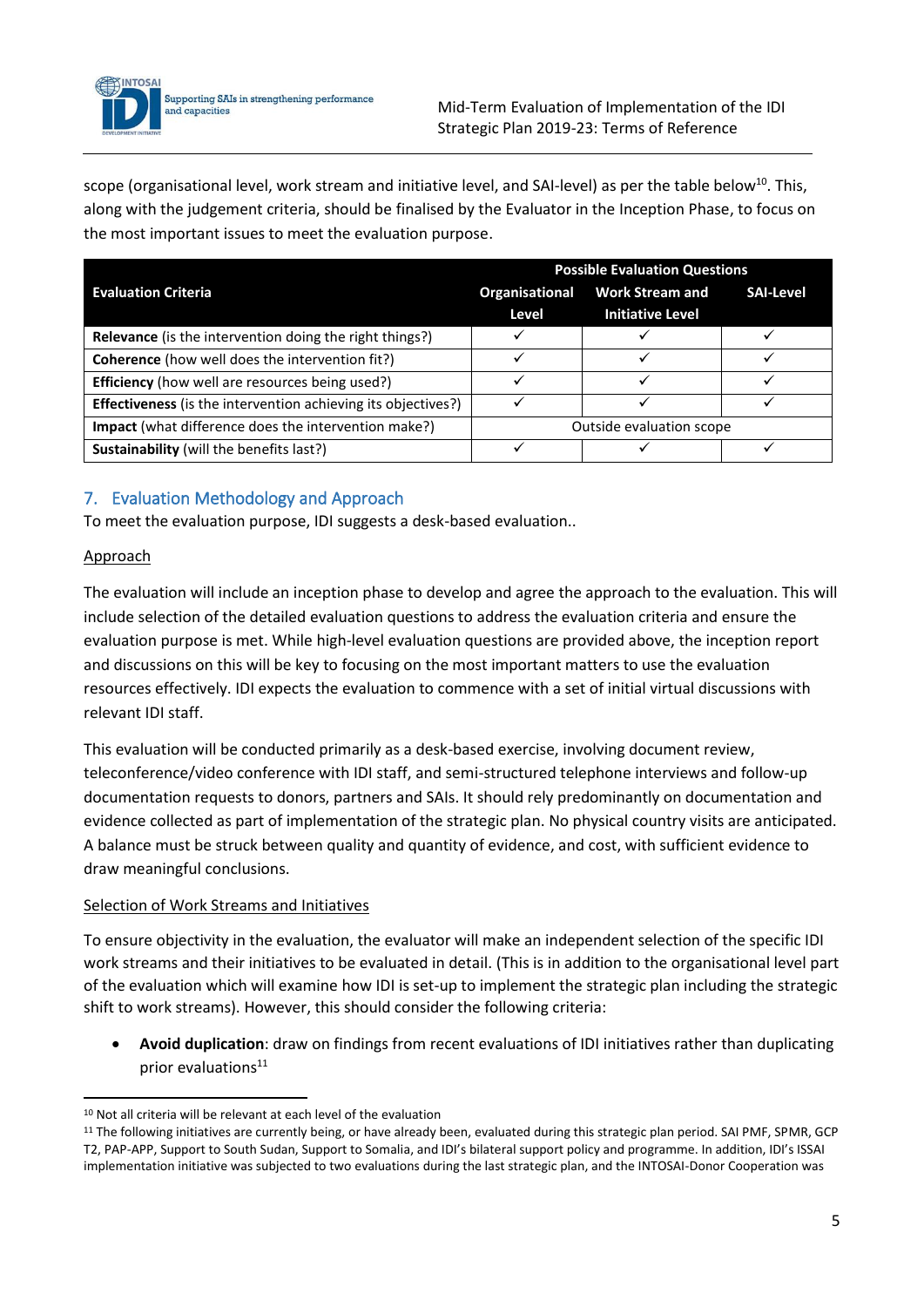scope (organisational level, work stream and initiative level, and SAI-level) as per the table below[10]. This, along with the judgement criteria, should be finalised by the Evaluator in the Inception Phase, to focus on the most important issues to meet the evaluation purpose.

| Evaluation Criteria | Possible Evaluation Questions | | |
|---|---|---|---|
| | Organisational Level | Work Stream and Initiative Level | SAI-Level |
| **Relevance** (is the intervention doing the right things?) | ✓ | ✓ | ✓ |
| **Coherence** (how well does the intervention fit?) | ✓ | ✓ | ✓ |
| **Efficiency** (how well are resources being used?) | ✓ | ✓ | ✓ |
| **Effectiveness** (is the intervention achieving its objectives?) | ✓ | ✓ | ✓ |
| **Impact** (what difference does the intervention make?) | Outside evaluation scope | | |
| **Sustainability** (will the benefits last?) | ✓ | ✓ | ✓ |

## 7. Evaluation Methodology and Approach

To meet the evaluation purpose, IDI suggests a desk-based evaluation..

Approach

The evaluation will include an inception phase to develop and agree the approach to the evaluation. This will include selection of the detailed evaluation questions to address the evaluation criteria and ensure the evaluation purpose is met. While high-level evaluation questions are provided above, the inception report and discussions on this will be key to focusing on the most important matters to use the evaluation resources effectively. IDI expects the evaluation to commence with a set of initial virtual discussions with relevant IDI staff.

This evaluation will be conducted primarily as a desk-based exercise, involving document review, teleconference/video conference with IDI staff, and semi-structured telephone interviews and follow-up documentation requests to donors, partners and SAIs. It should rely predominantly on documentation and evidence collected as part of implementation of the strategic plan. No physical country visits are anticipated. A balance must be struck between quality and quantity of evidence, and cost, with sufficient evidence to draw meaningful conclusions.

Selection of Work Streams and Initiatives

To ensure objectivity in the evaluation, the evaluator will make an independent selection of the specific IDI work streams and their initiatives to be evaluated in detail. (This is in addition to the organisational level part of the evaluation which will examine how IDI is set-up to implement the strategic plan including the strategic shift to work streams). However, this should consider the following criteria:

- **Avoid duplication**: draw on findings from recent evaluations of IDI initiatives rather than duplicating prior evaluations[11]

[10] Not all criteria will be relevant at each level of the evaluation

[11] The following initiatives are currently being, or have already been, evaluated during this strategic plan period. SAI PMF, SPMR, GCP T2, PAP-APP, Support to South Sudan, Support to Somalia, and IDI's bilateral support policy and programme. In addition, IDI's ISSAI implementation initiative was subjected to two evaluations during the last strategic plan, and the INTOSAI-Donor Cooperation was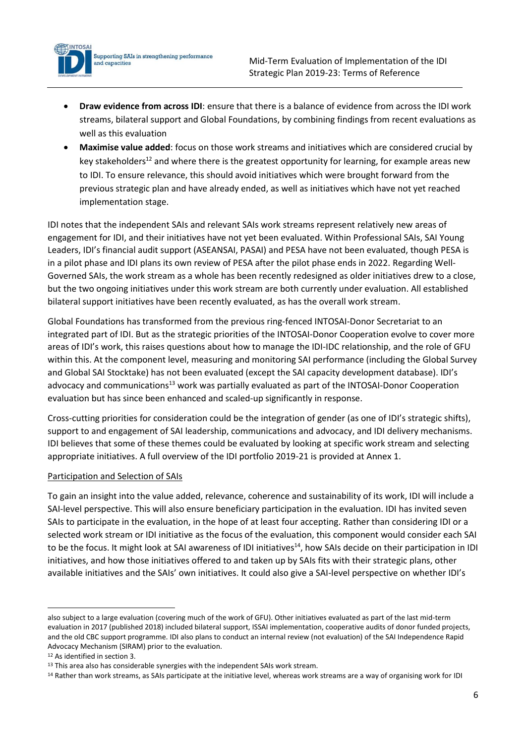- **Draw evidence from across IDI**: ensure that there is a balance of evidence from across the IDI work streams, bilateral support and Global Foundations, by combining findings from recent evaluations as well as this evaluation
- **Maximise value added**: focus on those work streams and initiatives which are considered crucial by key stakeholders[12] and where there is the greatest opportunity for learning, for example areas new to IDI. To ensure relevance, this should avoid initiatives which were brought forward from the previous strategic plan and have already ended, as well as initiatives which have not yet reached implementation stage.

IDI notes that the independent SAIs and relevant SAIs work streams represent relatively new areas of engagement for IDI, and their initiatives have not yet been evaluated. Within Professional SAIs, SAI Young Leaders, IDI's financial audit support (ASEANSAI, PASAI) and PESA have not been evaluated, though PESA is in a pilot phase and IDI plans its own review of PESA after the pilot phase ends in 2022. Regarding Well-Governed SAIs, the work stream as a whole has been recently redesigned as older initiatives drew to a close, but the two ongoing initiatives under this work stream are both currently under evaluation. All established bilateral support initiatives have been recently evaluated, as has the overall work stream.

Global Foundations has transformed from the previous ring-fenced INTOSAI-Donor Secretariat to an integrated part of IDI. But as the strategic priorities of the INTOSAI-Donor Cooperation evolve to cover more areas of IDI's work, this raises questions about how to manage the IDI-IDC relationship, and the role of GFU within this. At the component level, measuring and monitoring SAI performance (including the Global Survey and Global SAI Stocktake) has not been evaluated (except the SAI capacity development database). IDI's advocacy and communications[13] work was partially evaluated as part of the INTOSAI-Donor Cooperation evaluation but has since been enhanced and scaled-up significantly in response.

Cross-cutting priorities for consideration could be the integration of gender (as one of IDI's strategic shifts), support to and engagement of SAI leadership, communications and advocacy, and IDI delivery mechanisms. IDI believes that some of these themes could be evaluated by looking at specific work stream and selecting appropriate initiatives. A full overview of the IDI portfolio 2019-21 is provided at Annex 1.

<u>Participation and Selection of SAIs</u>

To gain an insight into the value added, relevance, coherence and sustainability of its work, IDI will include a SAI-level perspective. This will also ensure beneficiary participation in the evaluation. IDI has invited seven SAIs to participate in the evaluation, in the hope of at least four accepting. Rather than considering IDI or a selected work stream or IDI initiative as the focus of the evaluation, this component would consider each SAI to be the focus. It might look at SAI awareness of IDI initiatives[14], how SAIs decide on their participation in IDI initiatives, and how those initiatives offered to and taken up by SAIs fits with their strategic plans, other available initiatives and the SAIs' own initiatives. It could also give a SAI-level perspective on whether IDI's

---

also subject to a large evaluation (covering much of the work of GFU). Other initiatives evaluated as part of the last mid-term evaluation in 2017 (published 2018) included bilateral support, ISSAI implementation, cooperative audits of donor funded projects, and the old CBC support programme. IDI also plans to conduct an internal review (not evaluation) of the SAI Independence Rapid Advocacy Mechanism (SIRAM) prior to the evaluation.

[12] As identified in section 3.

[13] This area also has considerable synergies with the independent SAIs work stream.

[14] Rather than work streams, as SAIs participate at the initiative level, whereas work streams are a way of organising work for IDI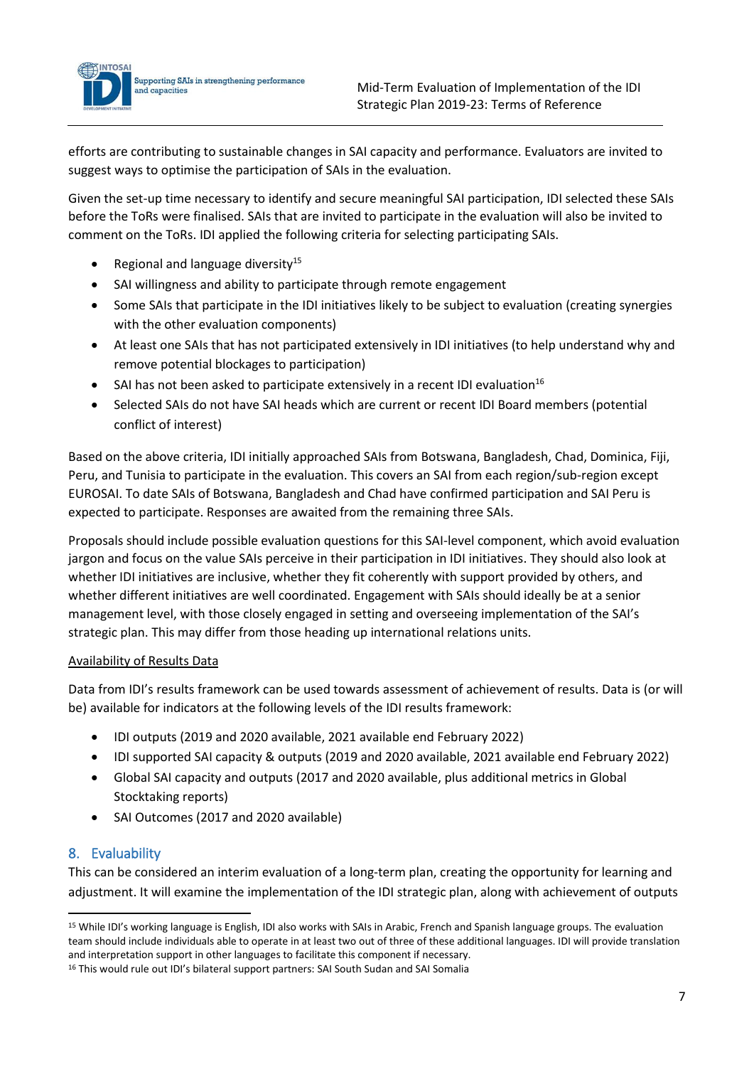efforts are contributing to sustainable changes in SAI capacity and performance. Evaluators are invited to suggest ways to optimise the participation of SAIs in the evaluation.

Given the set-up time necessary to identify and secure meaningful SAI participation, IDI selected these SAIs before the ToRs were finalised. SAIs that are invited to participate in the evaluation will also be invited to comment on the ToRs. IDI applied the following criteria for selecting participating SAIs.

- Regional and language diversity[15]
- SAI willingness and ability to participate through remote engagement
- Some SAIs that participate in the IDI initiatives likely to be subject to evaluation (creating synergies with the other evaluation components)
- At least one SAIs that has not participated extensively in IDI initiatives (to help understand why and remove potential blockages to participation)
- SAI has not been asked to participate extensively in a recent IDI evaluation[16]
- Selected SAIs do not have SAI heads which are current or recent IDI Board members (potential conflict of interest)

Based on the above criteria, IDI initially approached SAIs from Botswana, Bangladesh, Chad, Dominica, Fiji, Peru, and Tunisia to participate in the evaluation. This covers an SAI from each region/sub-region except EUROSAI. To date SAIs of Botswana, Bangladesh and Chad have confirmed participation and SAI Peru is expected to participate. Responses are awaited from the remaining three SAIs.

Proposals should include possible evaluation questions for this SAI-level component, which avoid evaluation jargon and focus on the value SAIs perceive in their participation in IDI initiatives. They should also look at whether IDI initiatives are inclusive, whether they fit coherently with support provided by others, and whether different initiatives are well coordinated. Engagement with SAIs should ideally be at a senior management level, with those closely engaged in setting and overseeing implementation of the SAI's strategic plan. This may differ from those heading up international relations units.

Availability of Results Data

Data from IDI's results framework can be used towards assessment of achievement of results. Data is (or will be) available for indicators at the following levels of the IDI results framework:

- IDI outputs (2019 and 2020 available, 2021 available end February 2022)
- IDI supported SAI capacity & outputs (2019 and 2020 available, 2021 available end February 2022)
- Global SAI capacity and outputs (2017 and 2020 available, plus additional metrics in Global Stocktaking reports)
- SAI Outcomes (2017 and 2020 available)

## 8. Evaluability

This can be considered an interim evaluation of a long-term plan, creating the opportunity for learning and adjustment. It will examine the implementation of the IDI strategic plan, along with achievement of outputs

---

[15] While IDI's working language is English, IDI also works with SAIs in Arabic, French and Spanish language groups. The evaluation team should include individuals able to operate in at least two out of three of these additional languages. IDI will provide translation and interpretation support in other languages to facilitate this component if necessary.

[16] This would rule out IDI's bilateral support partners: SAI South Sudan and SAI Somalia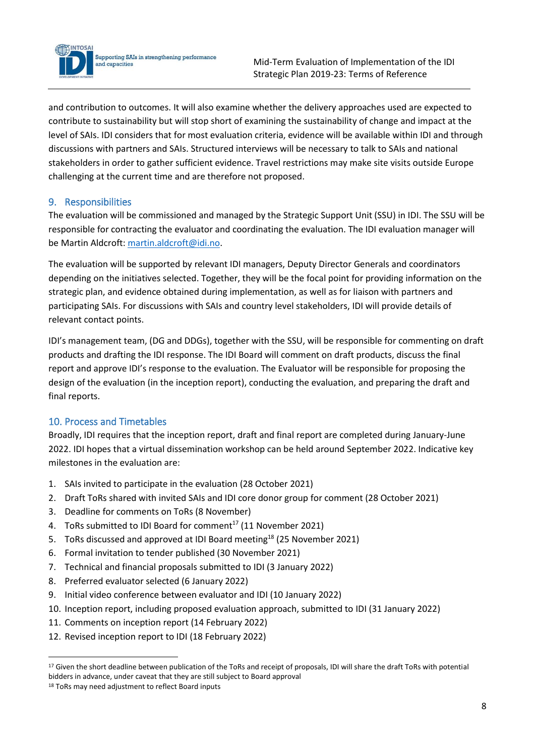and contribution to outcomes. It will also examine whether the delivery approaches used are expected to contribute to sustainability but will stop short of examining the sustainability of change and impact at the level of SAIs. IDI considers that for most evaluation criteria, evidence will be available within IDI and through discussions with partners and SAIs. Structured interviews will be necessary to talk to SAIs and national stakeholders in order to gather sufficient evidence. Travel restrictions may make site visits outside Europe challenging at the current time and are therefore not proposed.

## 9. Responsibilities

The evaluation will be commissioned and managed by the Strategic Support Unit (SSU) in IDI. The SSU will be responsible for contracting the evaluator and coordinating the evaluation. The IDI evaluation manager will be Martin Aldcroft: martin.aldcroft@idi.no.

The evaluation will be supported by relevant IDI managers, Deputy Director Generals and coordinators depending on the initiatives selected. Together, they will be the focal point for providing information on the strategic plan, and evidence obtained during implementation, as well as for liaison with partners and participating SAIs. For discussions with SAIs and country level stakeholders, IDI will provide details of relevant contact points.

IDI's management team, (DG and DDGs), together with the SSU, will be responsible for commenting on draft products and drafting the IDI response. The IDI Board will comment on draft products, discuss the final report and approve IDI's response to the evaluation. The Evaluator will be responsible for proposing the design of the evaluation (in the inception report), conducting the evaluation, and preparing the draft and final reports.

## 10. Process and Timetables

Broadly, IDI requires that the inception report, draft and final report are completed during January-June 2022. IDI hopes that a virtual dissemination workshop can be held around September 2022. Indicative key milestones in the evaluation are:

1. SAIs invited to participate in the evaluation (28 October 2021)
2. Draft ToRs shared with invited SAIs and IDI core donor group for comment (28 October 2021)
3. Deadline for comments on ToRs (8 November)
4. ToRs submitted to IDI Board for comment[17] (11 November 2021)
5. ToRs discussed and approved at IDI Board meeting[18] (25 November 2021)
6. Formal invitation to tender published (30 November 2021)
7. Technical and financial proposals submitted to IDI (3 January 2022)
8. Preferred evaluator selected (6 January 2022)
9. Initial video conference between evaluator and IDI (10 January 2022)
10. Inception report, including proposed evaluation approach, submitted to IDI (31 January 2022)
11. Comments on inception report (14 February 2022)
12. Revised inception report to IDI (18 February 2022)

[17] Given the short deadline between publication of the ToRs and receipt of proposals, IDI will share the draft ToRs with potential bidders in advance, under caveat that they are still subject to Board approval

[18] ToRs may need adjustment to reflect Board inputs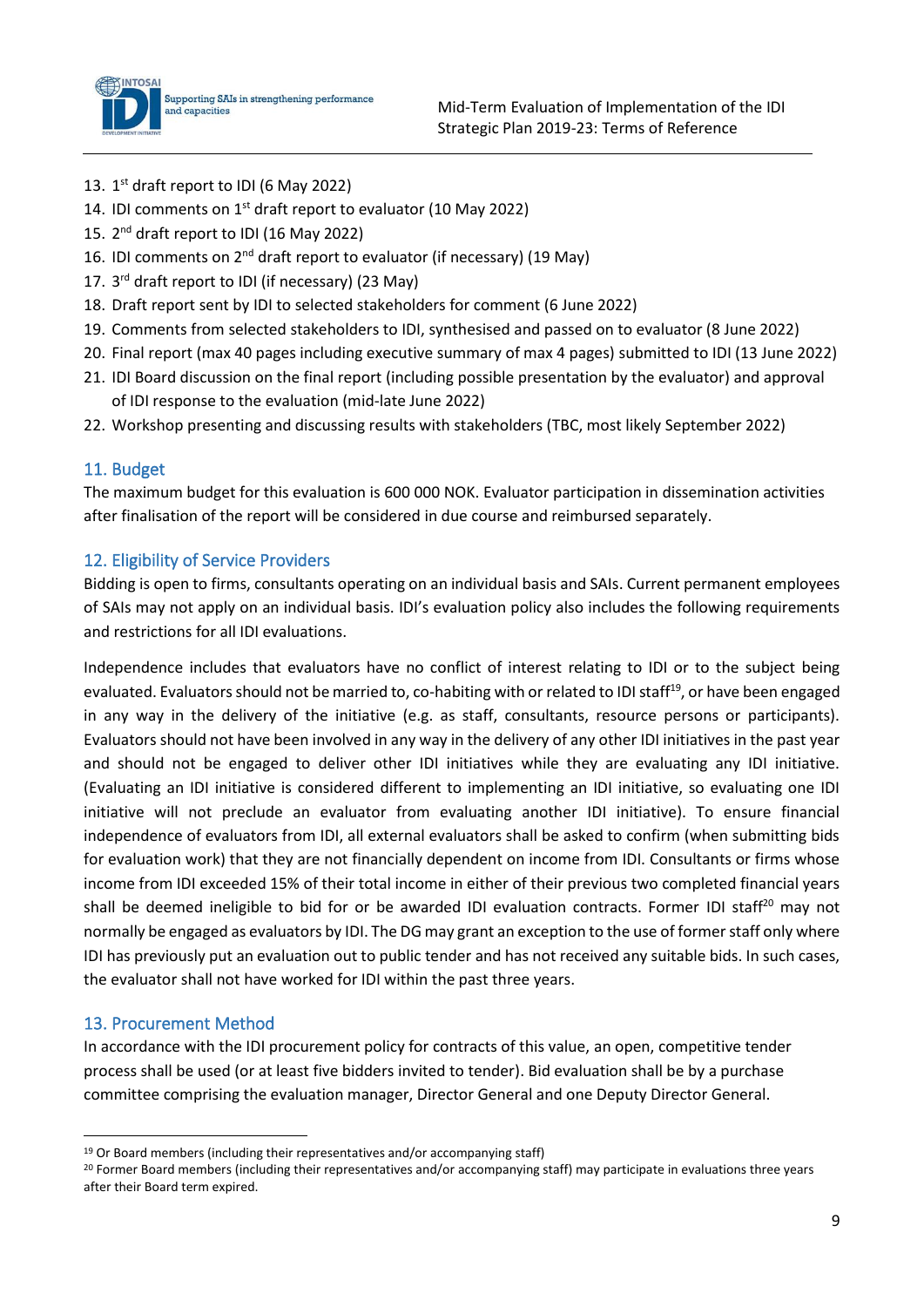13. 1st draft report to IDI (6 May 2022)
14. IDI comments on 1st draft report to evaluator (10 May 2022)
15. 2nd draft report to IDI (16 May 2022)
16. IDI comments on 2nd draft report to evaluator (if necessary) (19 May)
17. 3rd draft report to IDI (if necessary) (23 May)
18. Draft report sent by IDI to selected stakeholders for comment (6 June 2022)
19. Comments from selected stakeholders to IDI, synthesised and passed on to evaluator (8 June 2022)
20. Final report (max 40 pages including executive summary of max 4 pages) submitted to IDI (13 June 2022)
21. IDI Board discussion on the final report (including possible presentation by the evaluator) and approval of IDI response to the evaluation (mid-late June 2022)
22. Workshop presenting and discussing results with stakeholders (TBC, most likely September 2022)

## 11. Budget

The maximum budget for this evaluation is 600 000 NOK. Evaluator participation in dissemination activities after finalisation of the report will be considered in due course and reimbursed separately.

## 12. Eligibility of Service Providers

Bidding is open to firms, consultants operating on an individual basis and SAIs. Current permanent employees of SAIs may not apply on an individual basis. IDI's evaluation policy also includes the following requirements and restrictions for all IDI evaluations.

Independence includes that evaluators have no conflict of interest relating to IDI or to the subject being evaluated. Evaluators should not be married to, co-habiting with or related to IDI staff[19], or have been engaged in any way in the delivery of the initiative (e.g. as staff, consultants, resource persons or participants). Evaluators should not have been involved in any way in the delivery of any other IDI initiatives in the past year and should not be engaged to deliver other IDI initiatives while they are evaluating any IDI initiative. (Evaluating an IDI initiative is considered different to implementing an IDI initiative, so evaluating one IDI initiative will not preclude an evaluator from evaluating another IDI initiative). To ensure financial independence of evaluators from IDI, all external evaluators shall be asked to confirm (when submitting bids for evaluation work) that they are not financially dependent on income from IDI. Consultants or firms whose income from IDI exceeded 15% of their total income in either of their previous two completed financial years shall be deemed ineligible to bid for or be awarded IDI evaluation contracts. Former IDI staff[20] may not normally be engaged as evaluators by IDI. The DG may grant an exception to the use of former staff only where IDI has previously put an evaluation out to public tender and has not received any suitable bids. In such cases, the evaluator shall not have worked for IDI within the past three years.

## 13. Procurement Method

In accordance with the IDI procurement policy for contracts of this value, an open, competitive tender process shall be used (or at least five bidders invited to tender). Bid evaluation shall be by a purchase committee comprising the evaluation manager, Director General and one Deputy Director General.

---

[19] Or Board members (including their representatives and/or accompanying staff)

[20] Former Board members (including their representatives and/or accompanying staff) may participate in evaluations three years after their Board term expired.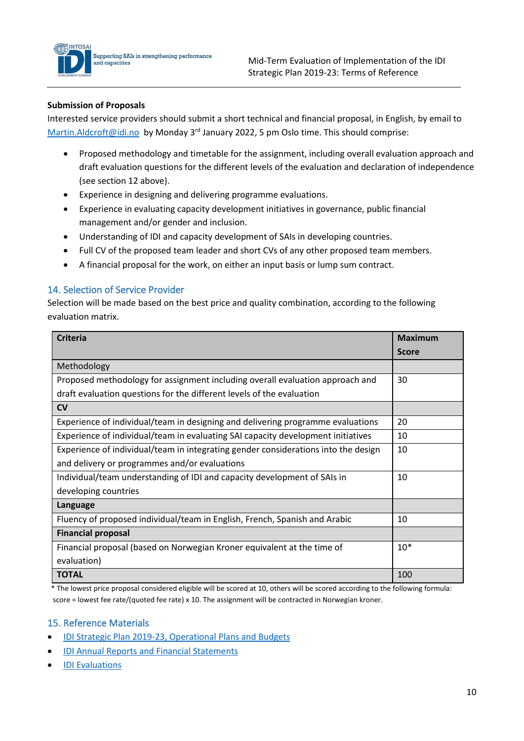**Submission of Proposals**

Interested service providers should submit a short technical and financial proposal, in English, by email to Martin.Aldcroft@idi.no by Monday 3rd January 2022, 5 pm Oslo time. This should comprise:

- Proposed methodology and timetable for the assignment, including overall evaluation approach and draft evaluation questions for the different levels of the evaluation and declaration of independence (see section 12 above).
- Experience in designing and delivering programme evaluations.
- Experience in evaluating capacity development initiatives in governance, public financial management and/or gender and inclusion.
- Understanding of IDI and capacity development of SAIs in developing countries.
- Full CV of the proposed team leader and short CVs of any other proposed team members.
- A financial proposal for the work, on either an input basis or lump sum contract.

## 14. Selection of Service Provider

Selection will be made based on the best price and quality combination, according to the following evaluation matrix.

| Criteria | Maximum Score |
|---|---|
| Methodology | |
| Proposed methodology for assignment including overall evaluation approach and draft evaluation questions for the different levels of the evaluation | 30 |
| **CV** | |
| Experience of individual/team in designing and delivering programme evaluations | 20 |
| Experience of individual/team in evaluating SAI capacity development initiatives | 10 |
| Experience of individual/team in integrating gender considerations into the design and delivery or programmes and/or evaluations | 10 |
| Individual/team understanding of IDI and capacity development of SAIs in developing countries | 10 |
| **Language** | |
| Fluency of proposed individual/team in English, French, Spanish and Arabic | 10 |
| **Financial proposal** | |
| Financial proposal (based on Norwegian Kroner equivalent at the time of evaluation) | 10* |
| **TOTAL** | 100 |

\* The lowest price proposal considered eligible will be scored at 10, others will be scored according to the following formula: score = lowest fee rate/(quoted fee rate) x 10. The assignment will be contracted in Norwegian kroner.

## 15. Reference Materials

- IDI Strategic Plan 2019-23, Operational Plans and Budgets
- IDI Annual Reports and Financial Statements
- IDI Evaluations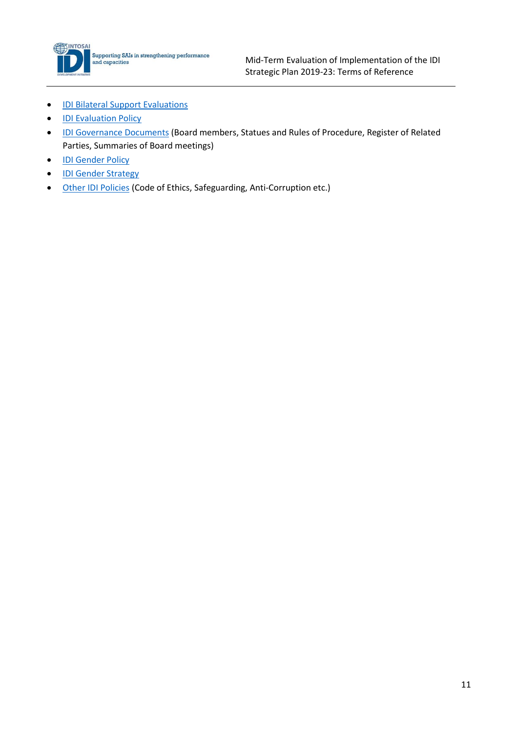- IDI Bilateral Support Evaluations
- IDI Evaluation Policy
- IDI Governance Documents (Board members, Statues and Rules of Procedure, Register of Related Parties, Summaries of Board meetings)
- IDI Gender Policy
- IDI Gender Strategy
- Other IDI Policies (Code of Ethics, Safeguarding, Anti-Corruption etc.)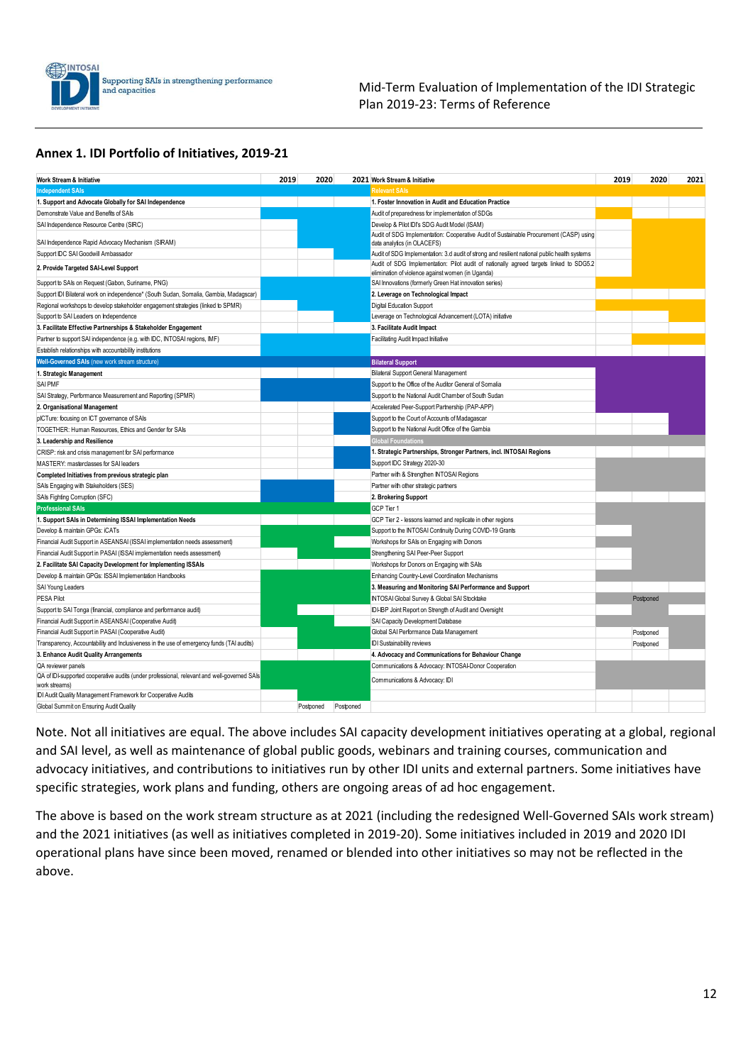## Annex 1. IDI Portfolio of Initiatives, 2019-21

| Work Stream & Initiative | 2019 | 2020 | 2021 |
|---|---|---|---|
| **Independent SAIs** | | | |
| **1. Support and Advocate Globally for SAI Independence** | | | |
| Demonstrate Value and Benefits of SAIs | ■ | ■ | ■ |
| SAI Independence Resource Centre (SIRC) | | ■ | ■ |
| SAI Independence Rapid Advocacy Mechanism (SIRAM) | | ■ | ■ |
| Support IDC SAI Goodwill Ambassador | | | ■ |
| **2. Provide Targeted SAI-Level Support** | | | |
| Support to SAIs on Request (Gabon, Suriname, PNG) | ■ | ■ | ■ |
| Support IDI Bilateral work on independence* (South Sudan, Somalia, Gambia, Madagscar) | ■ | ■ | ■ |
| Regional workshops to develop stakeholder engagement strategies (linked to SPMR) | ■ | ■ | ■ |
| Support to SAI Leaders on Independence | | | ■ |
| **3. Facilitate Effective Partnerships & Stakeholder Engagement** | | | |
| Partner to support SAI independence (e.g. with IDC, INTOSAI regions, IMF) | ■ | ■ | ■ |
| Establish relationships with accountability institutions | ■ | ■ | ■ |
| **Well-Governed SAIs** (new work stream structure) | | | |
| **1. Strategic Management** | | | |
| SAI PMF | ■ | ■ | ■ |
| SAI Strategy, Performance Measurement and Reporting (SPMR) | ■ | ■ | ■ |
| **2. Organisational Management** | | | |
| pICTure: focusing on ICT governance of SAIs | | | ■ |
| TOGETHER: Human Resources, Ethics and Gender for SAIs | | | ■ |
| **3. Leadership and Resilience** | | | |
| CRISP: risk and crisis management for SAI performance | | | ■ |
| MASTERY: masterclasses for SAI leaders | | | ■ |
| **Completed Initiatives from previous strategic plan** | | | |
| SAIs Engaging with Stakeholders (SES) | ■ | ■ | |
| SAIs Fighting Corruption (SFC) | ■ | ■ | |
| **Professional SAIs** | | | |
| **1. Support SAIs in Determining ISSAI Implementation Needs** | | | |
| Develop & maintain GPGs: iCATs | ■ | ■ | ■ |
| Financial Audit Support in ASEANSAI (ISSAI implementation needs assessment) | ■ | ■ | |
| Financial Audit Support in PASAI (ISSAI implementation needs assessment) | ■ | ■ | |
| **2. Facilitate SAI Capacity Development for Implementing ISSAIs** | | | |
| Develop & maintain GPGs: ISSAI Implementation Handbooks | ■ | ■ | ■ |
| SAI Young Leaders | ■ | ■ | ■ |
| PESA Pilot | ■ | ■ | ■ |
| Support to SAI Tonga (financial, compliance and performance audit) | ■ | | |
| Financial Audit Support in ASEANSAI (Cooperative Audit) | ■ | ■ | |
| Financial Audit Support in PASAI (Cooperative Audit) | ■ | ■ | |
| Transparency, Accountability and Inclusiveness in the use of emergency funds (TAI audits) | | ■ | ■ |
| **3. Enhance Audit Quality Arrangements** | | | |
| QA reviewer panels | ■ | ■ | ■ |
| QA of IDI-supported cooperative audits (under professional, relevant and well-governed SAIs work streams) | ■ | ■ | ■ |
| IDI Audit Quality Management Framework for Cooperative Audits | | | |
| Global Summit on Ensuring Audit Quality | | Postponed | Postponed |

| Work Stream & Initiative | 2019 | 2020 | 2021 |
|---|---|---|---|
| **Relevant SAIs** | | | |
| **1. Foster Innovation in Audit and Education Practice** | | | |
| Audit of preparedness for implementation of SDGs | ■ | | |
| Develop & Pilot IDI's SDG Audit Model (ISAM) | | ■ | ■ |
| Audit of SDG Implementation: Cooperative Audit of Sustainable Procurement (CASP) using data analytics (in OLACEFS) | | ■ | ■ |
| Audit of SDG Implementation: 3.d audit of strong and resilient national public health systems | | ■ | ■ |
| Audit of SDG Implementation: Pilot audit of nationally agreed targets linked to SDG5.2 elimination of violence against women (in Uganda) | | ■ | ■ |
| SAI Innovations (formerly Green Hat innovation series) | ■ | ■ | ■ |
| **2. Leverage on Technological Impact** | | | |
| Digital Education Support | ■ | ■ | |
| Leverage on Technological Advancement (LOTA) initiative | | | ■ |
| **3. Facilitate Audit Impact** | | | |
| Facilitating Audit Impact Initiative | | ■ | ■ |
| **Bilateral Support** | | | |
| Bilateral Support General Management | ■ | ■ | ■ |
| Support to the Office of the Auditor General of Somalia | ■ | ■ | ■ |
| Support to the National Audit Chamber of South Sudan | ■ | ■ | ■ |
| Accelerated Peer-Support Partnership (PAP-APP) | ■ | ■ | ■ |
| Support to the Court of Accounts of Madagascar | | | ■ |
| Support to the National Audit Office of the Gambia | | | ■ |
| **Global Foundations** | | | |
| **1. Strategic Partnerships, Stronger Partners, incl. INTOSAI Regions** | | | |
| Support IDC Strategy 2020-30 | ■ | ■ | ■ |
| Partner with & Strengthen INTOSAI Regions | ■ | ■ | ■ |
| Partner with other strategic partners | ■ | ■ | ■ |
| **2. Brokering Support** | | | |
| GCP Tier 1 | ■ | ■ | ■ |
| GCP Tier 2 - lessons learned and replicate in other regions | | ■ | ■ |
| Support to the INTOSAI Continuity During COVID-19 Grants | | ■ | ■ |
| Workshops for SAIs on Engaging with Donors | ■ | ■ | ■ |
| Strengthening SAI Peer-Peer Support | ■ | ■ | ■ |
| Workshops for Donors on Engaging with SAIs | ■ | ■ | ■ |
| Enhancing Country-Level Coordination Mechanisms | | | ■ |
| **3. Measuring and Monitoring SAI Performance and Support** | | | |
| INTOSAI Global Survey & Global SAI Stocktake | ■ | Postponed | ■ |
| IDI-IBP Joint Report on Strength of Audit and Oversight | ■ | ■ | |
| SAI Capacity Development Database | ■ | ■ | ■ |
| Global SAI Performance Data Management | ■ | Postponed | ■ |
| IDI Sustainability reviews | ■ | Postponed | ■ |
| **4. Advocacy and Communications for Behaviour Change** | | | |
| Communications & Advocacy: INTOSAI-Donor Cooperation | ■ | ■ | ■ |
| Communications & Advocacy: IDI | ■ | ■ | ■ |

Note. Not all initiatives are equal. The above includes SAI capacity development initiatives operating at a global, regional and SAI level, as well as maintenance of global public goods, webinars and training courses, communication and advocacy initiatives, and contributions to initiatives run by other IDI units and external partners. Some initiatives have specific strategies, work plans and funding, others are ongoing areas of ad hoc engagement.

The above is based on the work stream structure as at 2021 (including the redesigned Well-Governed SAIs work stream) and the 2021 initiatives (as well as initiatives completed in 2019-20). Some initiatives included in 2019 and 2020 IDI operational plans have since been moved, renamed or blended into other initiatives so may not be reflected in the above.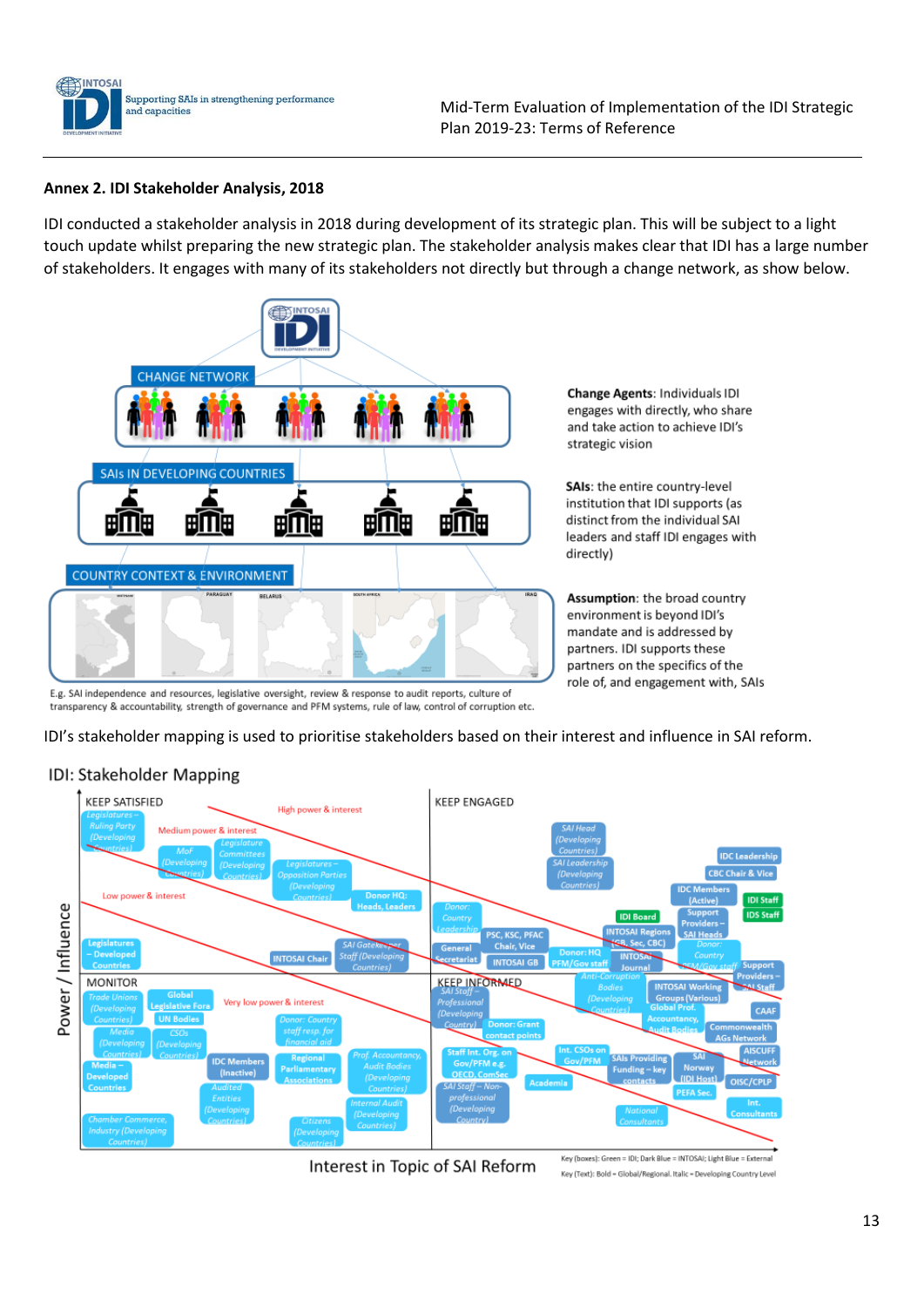## Annex 2. IDI Stakeholder Analysis, 2018

IDI conducted a stakeholder analysis in 2018 during development of its strategic plan. This will be subject to a light touch update whilst preparing the new strategic plan. The stakeholder analysis makes clear that IDI has a large number of stakeholders. It engages with many of its stakeholders not directly but through a change network, as show below.

CHANGE NETWORK

SAIs IN DEVELOPING COUNTRIES

COUNTRY CONTEXT & ENVIRONMENT

E.g. SAI independence and resources, legislative oversight, review & response to audit reports, culture of transparency & accountability, strength of governance and PFM systems, rule of law, control of corruption etc.

**Change Agents**: Individuals IDI engages with directly, who share and take action to achieve IDI's strategic vision

**SAIs**: the entire country-level institution that IDI supports (as distinct from the individual SAI leaders and staff IDI engages with directly)

**Assumption**: the broad country environment is beyond IDI's mandate and is addressed by partners. IDI supports these partners on the specifics of the role of, and engagement with, SAIs

IDI's stakeholder mapping is used to prioritise stakeholders based on their interest and influence in SAI reform.

IDI: Stakeholder Mapping

KEEP SATISFIED

KEEP ENGAGED

MONITOR

KEEP INFORMED

High power & interest

Medium power & interest

Low power & interest

Very low power & interest

Power / Influence

Interest in Topic of SAI Reform

Key (boxes): Green = IDI; Dark Blue = INTOSAI; Light Blue = External

Key (Text): Bold = Global/Regional. Italic = Developing Country Level